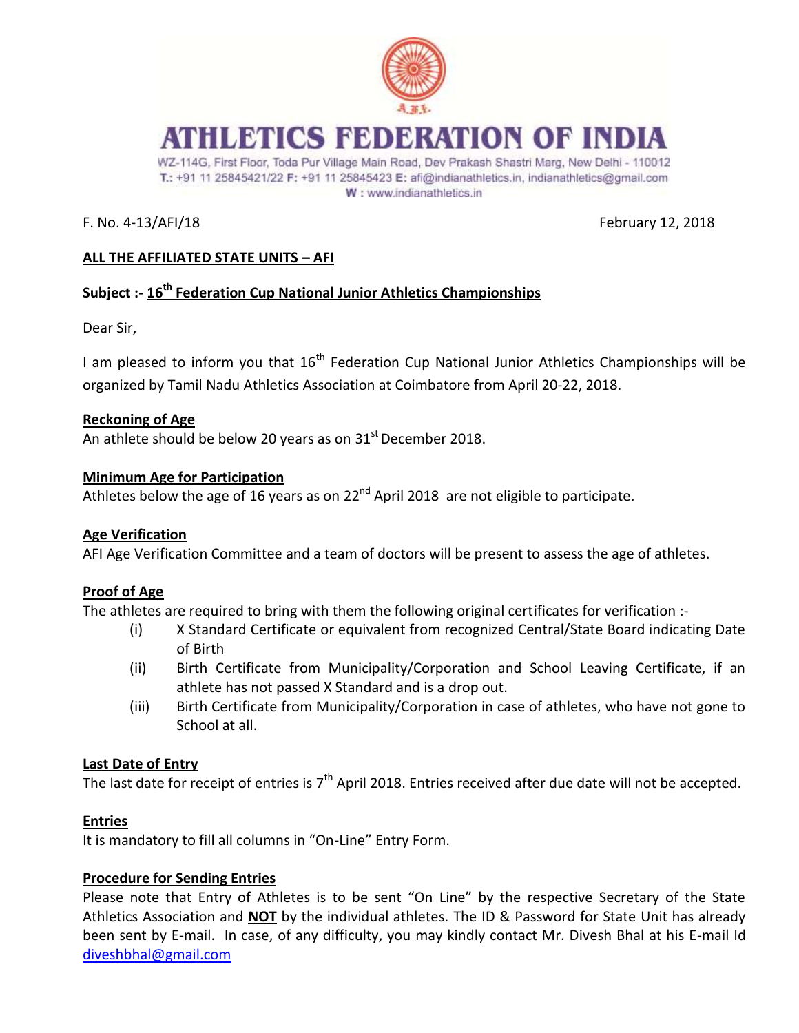# ATHLETICS FEDERATION OF INDIA

WZ-114G, First Floor, Toda Pur Village Main Road, Dev Prakash Shastri Marg, New Delhi - 110012
T.: +91 11 25845421/22 F: +91 11 25845423 E: afi@indianathletics.in, indianathletics@gmail.com
W : www.indianathletics.in

F. No. 4-13/AFI/18 February 12, 2018

**ALL THE AFFILIATED STATE UNITS – AFI**

**Subject :- 16th Federation Cup National Junior Athletics Championships**

Dear Sir,

I am pleased to inform you that 16th Federation Cup National Junior Athletics Championships will be organized by Tamil Nadu Athletics Association at Coimbatore from April 20-22, 2018.

**Reckoning of Age**

An athlete should be below 20 years as on 31st December 2018.

**Minimum Age for Participation**

Athletes below the age of 16 years as on 22nd April 2018 are not eligible to participate.

**Age Verification**

AFI Age Verification Committee and a team of doctors will be present to assess the age of athletes.

**Proof of Age**

The athletes are required to bring with them the following original certificates for verification :-

(i) X Standard Certificate or equivalent from recognized Central/State Board indicating Date of Birth

(ii) Birth Certificate from Municipality/Corporation and School Leaving Certificate, if an athlete has not passed X Standard and is a drop out.

(iii) Birth Certificate from Municipality/Corporation in case of athletes, who have not gone to School at all.

**Last Date of Entry**

The last date for receipt of entries is 7th April 2018. Entries received after due date will not be accepted.

**Entries**

It is mandatory to fill all columns in "On-Line" Entry Form.

**Procedure for Sending Entries**

Please note that Entry of Athletes is to be sent "On Line" by the respective Secretary of the State Athletics Association and **NOT** by the individual athletes. The ID & Password for State Unit has already been sent by E-mail. In case, of any difficulty, you may kindly contact Mr. Divesh Bhal at his E-mail Id diveshbhal@gmail.com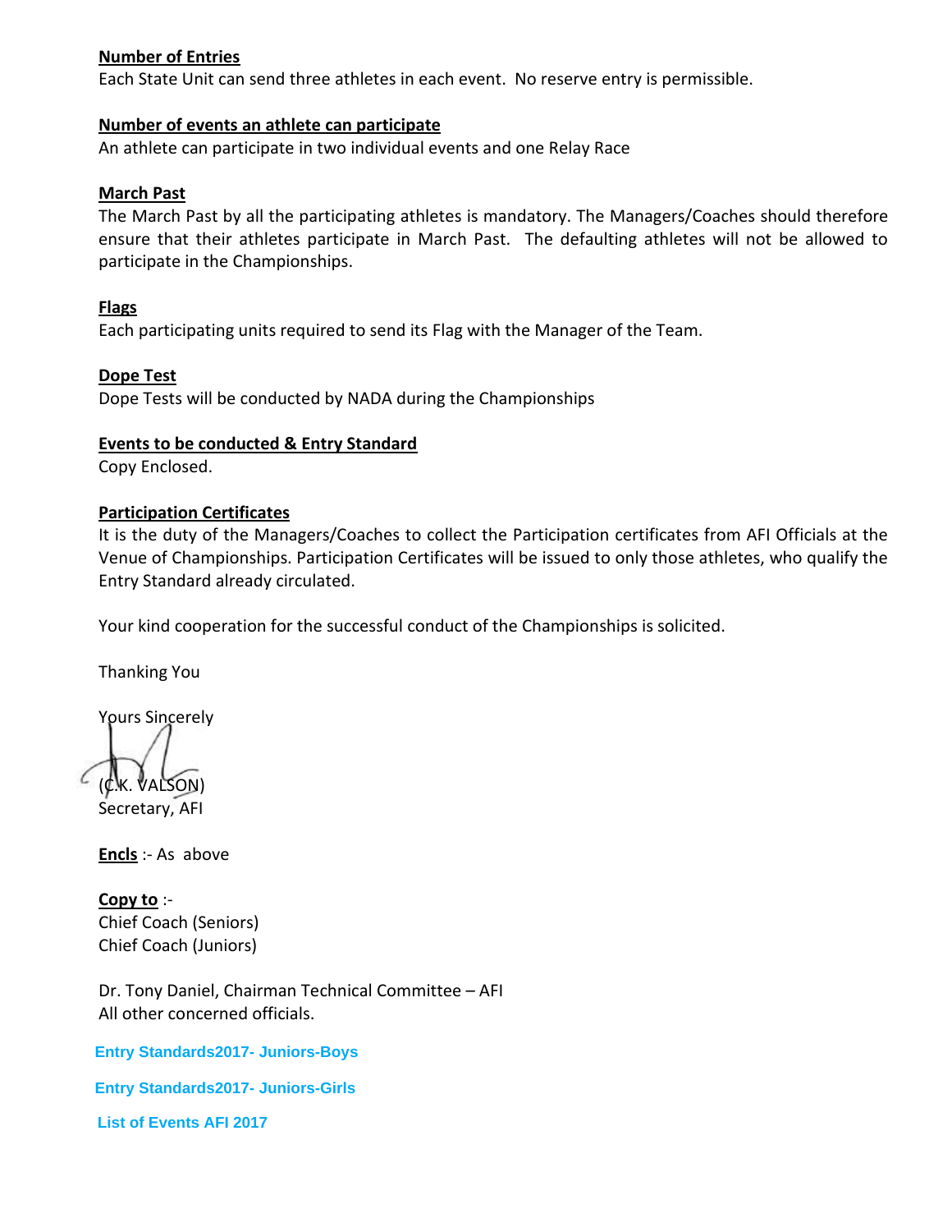**Number of Entries**

Each State Unit can send three athletes in each event. No reserve entry is permissible.

**Number of events an athlete can participate**

An athlete can participate in two individual events and one Relay Race

**March Past**

The March Past by all the participating athletes is mandatory. The Managers/Coaches should therefore ensure that their athletes participate in March Past. The defaulting athletes will not be allowed to participate in the Championships.

**Flags**

Each participating units required to send its Flag with the Manager of the Team.

**Dope Test**

Dope Tests will be conducted by NADA during the Championships

**Events to be conducted & Entry Standard**

Copy Enclosed.

**Participation Certificates**

It is the duty of the Managers/Coaches to collect the Participation certificates from AFI Officials at the Venue of Championships. Participation Certificates will be issued to only those athletes, who qualify the Entry Standard already circulated.

Your kind cooperation for the successful conduct of the Championships is solicited.

Thanking You

Yours Sincerely

(C.K. VALSON)
Secretary, AFI

**Encls** :- As above

**Copy to** :-
Chief Coach (Seniors)
Chief Coach (Juniors)

Dr. Tony Daniel, Chairman Technical Committee – AFI
All other concerned officials.

**Entry Standards2017- Juniors-Boys**

**Entry Standards2017- Juniors-Girls**

**List of Events AFI 2017**